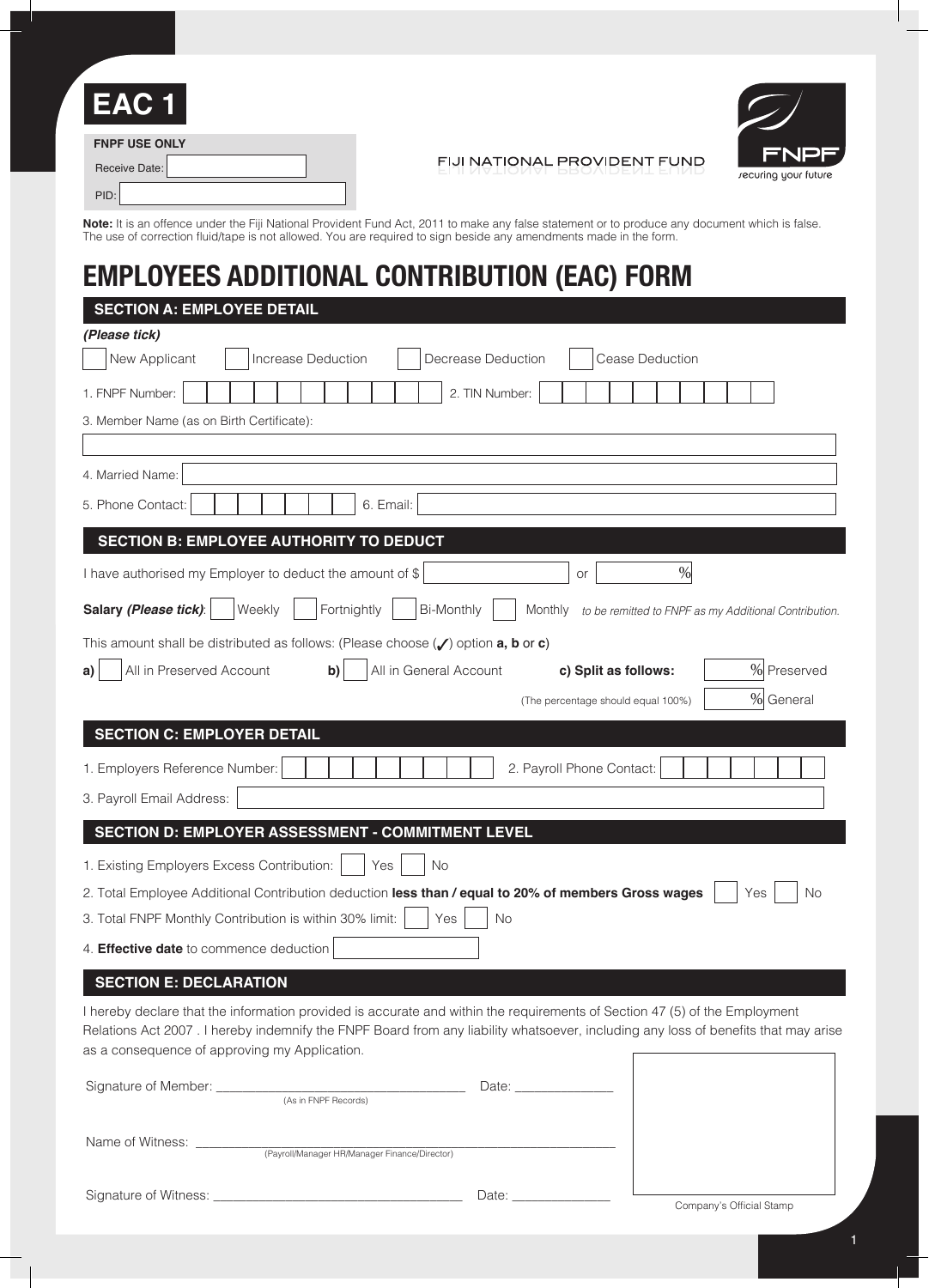# EAC 1

**FNPF USE ONLY**

Receive Date: 

PID: 

FIJI NATIONAL PROVIDENT FUND

FNPF
securing your future

**Note:** It is an offence under the Fiji National Provident Fund Act, 2011 to make any false statement or to produce any document which is false. The use of correction fluid/tape is not allowed. You are required to sign beside any amendments made in the form.

# EMPLOYEES ADDITIONAL CONTRIBUTION (EAC) FORM

## SECTION A: EMPLOYEE DETAIL

***(Please tick)***

☐ New Applicant ☐ Increase Deduction ☐ Decrease Deduction ☐ Cease Deduction

1. FNPF Number: 2. TIN Number:

3. Member Name (as on Birth Certificate):

4. Married Name:

5. Phone Contact: 6. Email:

## SECTION B: EMPLOYEE AUTHORITY TO DEDUCT

I have authorised my Employer to deduct the amount of $ ______ or ______ %

**Salary *(Please tick)*:** ☐ Weekly ☐ Fortnightly ☐ Bi-Monthly ☐ Monthly *to be remitted to FNPF as my Additional Contribution.*

This amount shall be distributed as follows: (Please choose (✓) option **a, b** or **c**)

**a)** ☐ All in Preserved Account **b)** ☐ All in General Account **c) Split as follows:** ______ % Preserved ______ % General

(The percentage should equal 100%)

## SECTION C: EMPLOYER DETAIL

1. Employers Reference Number: 2. Payroll Phone Contact:

3. Payroll Email Address:

## SECTION D: EMPLOYER ASSESSMENT - COMMITMENT LEVEL

1. Existing Employers Excess Contribution: ☐ Yes ☐ No

2. Total Employee Additional Contribution deduction **less than / equal to 20% of members Gross wages** ☐ Yes ☐ No

3. Total FNPF Monthly Contribution is within 30% limit: ☐ Yes ☐ No

4. **Effective date** to commence deduction

## SECTION E: DECLARATION

I hereby declare that the information provided is accurate and within the requirements of Section 47 (5) of the Employment Relations Act 2007 . I hereby indemnify the FNPF Board from any liability whatsoever, including any loss of benefits that may arise as a consequence of approving my Application.

Signature of Member: ______________________ Date: ____________
(As in FNPF Records)

Name of Witness: ______________________
(Payroll/Manager HR/Manager Finance/Director)

Signature of Witness: ______________________ Date: ____________

Company's Official Stamp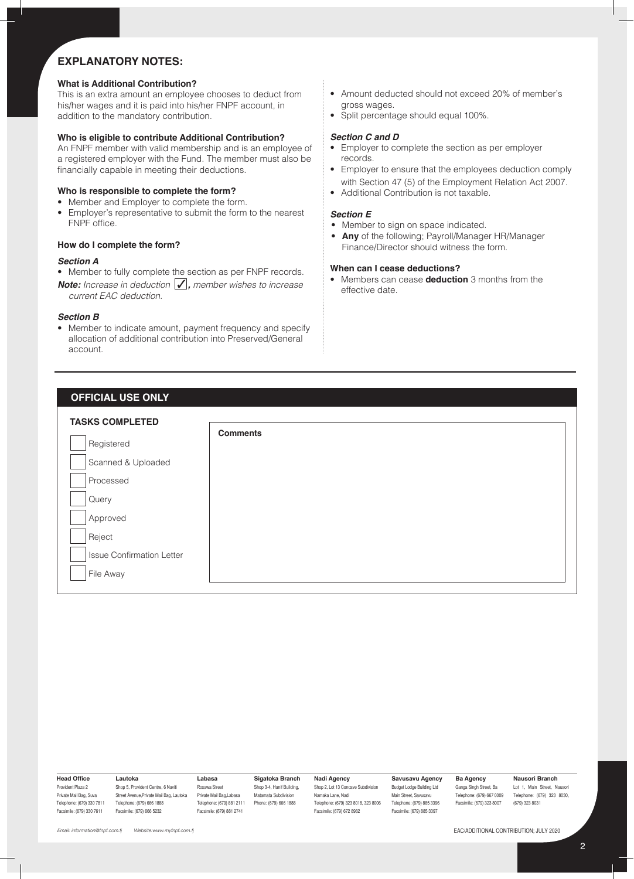## EXPLANATORY NOTES:

**What is Additional Contribution?**

This is an extra amount an employee chooses to deduct from his/her wages and it is paid into his/her FNPF account, in addition to the mandatory contribution.

**Who is eligible to contribute Additional Contribution?**

An FNPF member with valid membership and is an employee of a registered employer with the Fund. The member must also be financially capable in meeting their deductions.

**Who is responsible to complete the form?**

- Member and Employer to complete the form.
- Employer's representative to submit the form to the nearest FNPF office.

**How do I complete the form?**

***Section A***

- Member to fully complete the section as per FNPF records.

***Note:*** *Increase in deduction* ☑*, member wishes to increase current EAC deduction.*

***Section B***

- Member to indicate amount, payment frequency and specify allocation of additional contribution into Preserved/General account.
- Amount deducted should not exceed 20% of member's gross wages.
- Split percentage should equal 100%.

***Section C and D***

- Employer to complete the section as per employer records.
- Employer to ensure that the employees deduction comply with Section 47 (5) of the Employment Relation Act 2007.
- Additional Contribution is not taxable.

***Section E***

- Member to sign on space indicated.
- **Any** of the following; Payroll/Manager HR/Manager Finance/Director should witness the form.

**When can I cease deductions?**

- Members can cease **deduction** 3 months from the effective date.

---

### OFFICIAL USE ONLY

**TASKS COMPLETED**

- ☐ Registered
- ☐ Scanned & Uploaded
- ☐ Processed
- ☐ Query
- ☐ Approved
- ☐ Reject
- ☐ Issue Confirmation Letter
- ☐ File Away

**Comments**

---

| Head Office | Lautoka | Labasa | Sigatoka Branch | Nadi Agency | Savusavu Agency | Ba Agency | Nausori Branch |
|---|---|---|---|---|---|---|---|
| Provident Plaza 2 | Shop 5, Provident Centre, 6 Naviti | Rosawa Street | Shop 3-4, Hanif Building, | Shop 2, Lot 13 Concave Subdivision | Budget Lodge Building Ltd | Ganga Singh Street, Ba | Lot 1, Main Street, Nausori |
| Private Mail Bag, Suva | Street Avenue,Private Mail Bag, Lautoka | Private Mail Bag,Labasa | Matamata Subdivision | Namaka Lane, Nadi | Main Street, Savusavu | Telephone: (679) 667 0009 | Telephone: (679) 323 8030, |
| Telephone: (679) 330 7811 | Telephone: (679) 666 1888 | Telephone: (679) 881 2111 | Phone: (679) 666 1888 | Telephone: (679) 323 8018, 323 8006 | Telephone: (679) 885 3396 | Facsimile: (679) 323 8007 | (679) 323 8031 |
| Facsimile: (679) 330 7611 | Facsimile: (679) 666 5232 | Facsimile: (679) 881 2741 | | Facsimile: (679) 672 8982 | Facsimile: (679) 885 3397 | | |

*Email: information@fnpf.com.fj* *Website:www.myfnpf.com.fj*

EAC/ADDITIONAL CONTRIBUTION; JULY 2020